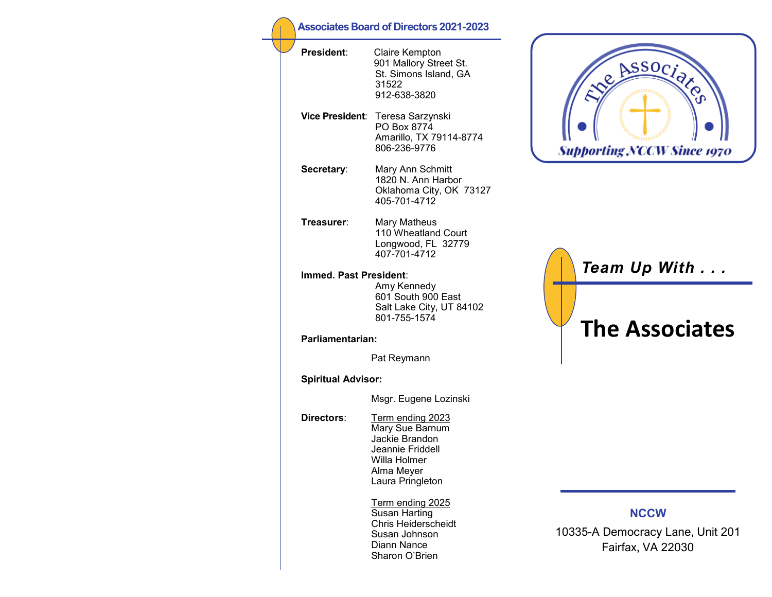## Associates Board of Directors 2021-2023

**President**: Claire Kempton
901 Mallory Street St.
St. Simons Island, GA
31522
912-638-3820

**Vice President**: Teresa Sarzynski
PO Box 8774
Amarillo, TX 79114-8774
806-236-9776

**Secretary**: Mary Ann Schmitt
1820 N. Ann Harbor
Oklahoma City, OK 73127
405-701-4712

**Treasurer**: Mary Matheus
110 Wheatland Court
Longwood, FL 32779
407-701-4712

**Immed. Past President**:
Amy Kennedy
601 South 900 East
Salt Lake City, UT 84102
801-755-1574

**Parliamentarian:**

Pat Reymann

**Spiritual Advisor:**

Msgr. Eugene Lozinski

**Directors**:

Term ending 2023
- Mary Sue Barnum
- Jackie Brandon
- Jeannie Friddell
- Willa Holmer
- Alma Meyer
- Laura Pringleton

Term ending 2025
- Susan Harting
- Chris Heiderscheidt
- Susan Johnson
- Diann Nance
- Sharon O'Brien

The Associates

Supporting NCCW Since 1970

*Team Up With . . .*

# The Associates

**NCCW**

10335-A Democracy Lane, Unit 201
Fairfax, VA 22030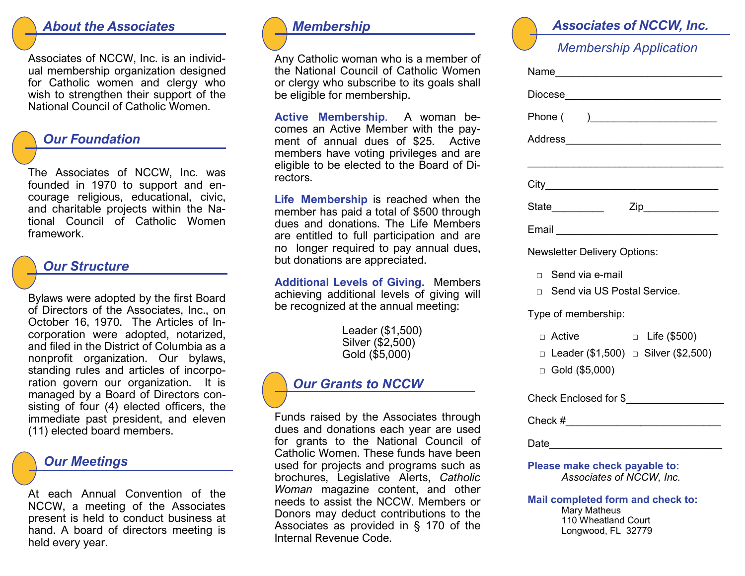## About the Associates

Associates of NCCW, Inc. is an individual membership organization designed for Catholic women and clergy who wish to strengthen their support of the National Council of Catholic Women.

## Our Foundation

The Associates of NCCW, Inc. was founded in 1970 to support and encourage religious, educational, civic, and charitable projects within the National Council of Catholic Women framework.

## Our Structure

Bylaws were adopted by the first Board of Directors of the Associates, Inc., on October 16, 1970. The Articles of Incorporation were adopted, notarized, and filed in the District of Columbia as a nonprofit organization. Our bylaws, standing rules and articles of incorporation govern our organization. It is managed by a Board of Directors consisting of four (4) elected officers, the immediate past president, and eleven (11) elected board members.

## Our Meetings

At each Annual Convention of the NCCW, a meeting of the Associates present is held to conduct business at hand. A board of directors meeting is held every year.

## Membership

Any Catholic woman who is a member of the National Council of Catholic Women or clergy who subscribe to its goals shall be eligible for membership.

**Active Membership.** A woman becomes an Active Member with the payment of annual dues of $25. Active members have voting privileges and are eligible to be elected to the Board of Directors.

**Life Membership** is reached when the member has paid a total of $500 through dues and donations. The Life Members are entitled to full participation and are no longer required to pay annual dues, but donations are appreciated.

**Additional Levels of Giving.** Members achieving additional levels of giving will be recognized at the annual meeting:

Leader ($1,500)
Silver ($2,500)
Gold ($5,000)

## Our Grants to NCCW

Funds raised by the Associates through dues and donations each year are used for grants to the National Council of Catholic Women. These funds have been used for projects and programs such as brochures, Legislative Alerts, *Catholic Woman* magazine content, and other needs to assist the NCCW. Members or Donors may deduct contributions to the Associates as provided in § 170 of the Internal Revenue Code.

## Associates of NCCW, Inc.

### *Membership Application*

Name______________________________

Diocese____________________________

Phone (      )______________________

Address____________________________

___________________________________

City_______________________________

State_________ Zip_____________

Email _____________________________

Newsletter Delivery Options:

- ☐ Send via e-mail
- ☐ Send via US Postal Service.

Type of membership:

- ☐ Active
- ☐ Life ($500)
- ☐ Leader ($1,500)
- ☐ Silver ($2,500)
- ☐ Gold ($5,000)

Check Enclosed for $_________________

Check #____________________________

Date_______________________________

**Please make check payable to:**
*Associates of NCCW, Inc.*

**Mail completed form and check to:**
Mary Matheus
110 Wheatland Court
Longwood, FL 32779